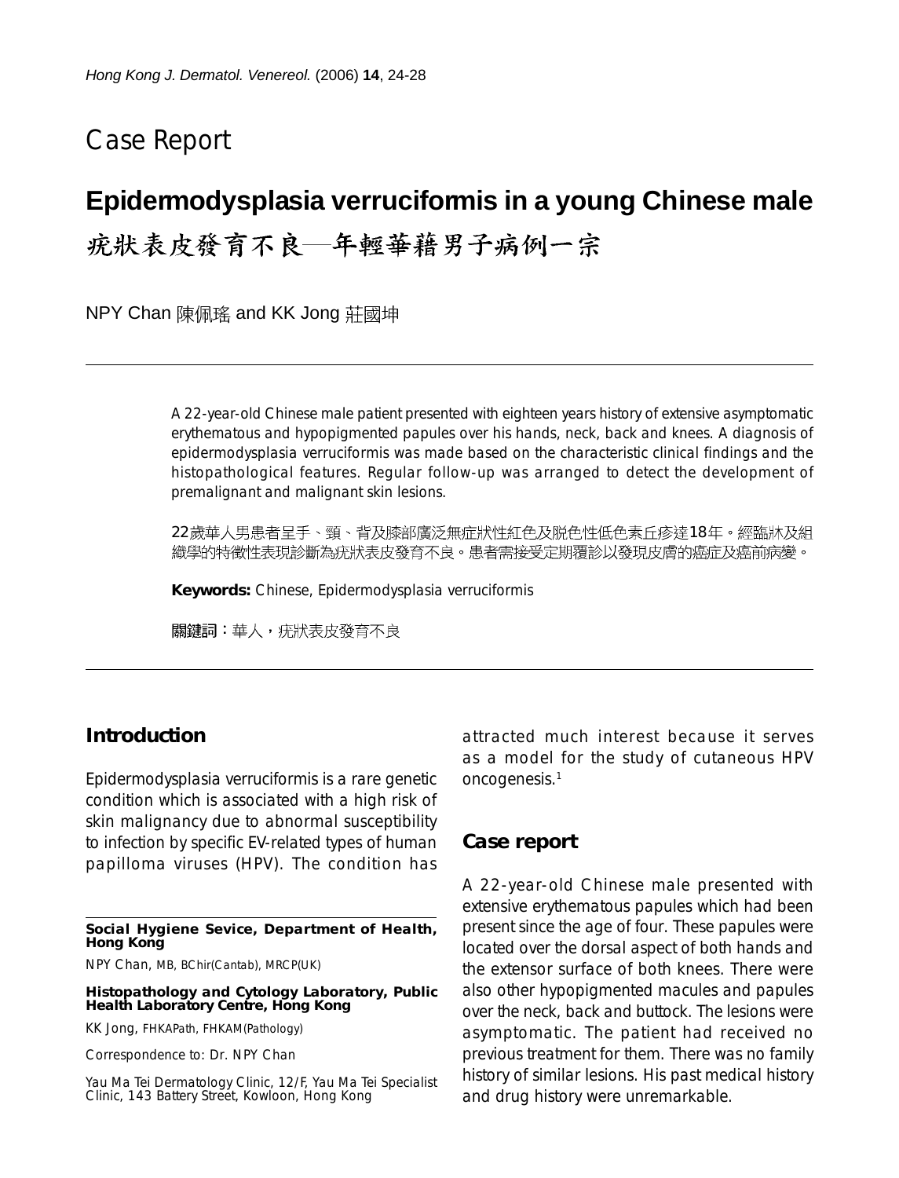# Case Report

## Epidermodysplasia verruciformis in a young Chinese male

## 疣狀表皮發育不良—年輕華藉男子病例一宗

NPY Chan 陳佩瑤 and KK Jong 莊國坤

A 22-year-old Chinese male patient presented with eighteen years history of extensive asymptomatic erythematous and hypopigmented papules over his hands, neck, back and knees. A diagnosis of epidermodysplasia verruciformis was made based on the characteristic clinical findings and the histopathological features. Regular follow-up was arranged to detect the development of premalignant and malignant skin lesions.

22歲華人男患者呈手、頸、背及膝部廣泛無症狀性紅色及脫色性低色素丘疹達18年。經臨牀及組織學的特徵性表現診斷為疣狀表皮發育不良。患者需接受定期覆診以發現皮膚的癌症及癌前病變。

**Keywords:** Chinese, Epidermodysplasia verruciformis

**關鍵詞**：華人，疣狀表皮發育不良

### Introduction

Epidermodysplasia verruciformis is a rare genetic condition which is associated with a high risk of skin malignancy due to abnormal susceptibility to infection by specific EV-related types of human papilloma viruses (HPV). The condition has attracted much interest because it serves as a model for the study of cutaneous HPV oncogenesis.[1]

### Case report

A 22-year-old Chinese male presented with extensive erythematous papules which had been present since the age of four. These papules were located over the dorsal aspect of both hands and the extensor surface of both knees. There were also other hypopigmented macules and papules over the neck, back and buttock. The lesions were asymptomatic. The patient had received no previous treatment for them. There was no family history of similar lesions. His past medical history and drug history were unremarkable.

**Social Hygiene Sevice, Department of Health, Hong Kong**

NPY Chan, MB, BChir(Cantab), MRCP(UK)

**Histopathology and Cytology Laboratory, Public Health Laboratory Centre, Hong Kong**

KK Jong, FHKAPath, FHKAM(Pathology)

Correspondence to: Dr. NPY Chan

Yau Ma Tei Dermatology Clinic, 12/F, Yau Ma Tei Specialist Clinic, 143 Battery Street, Kowloon, Hong Kong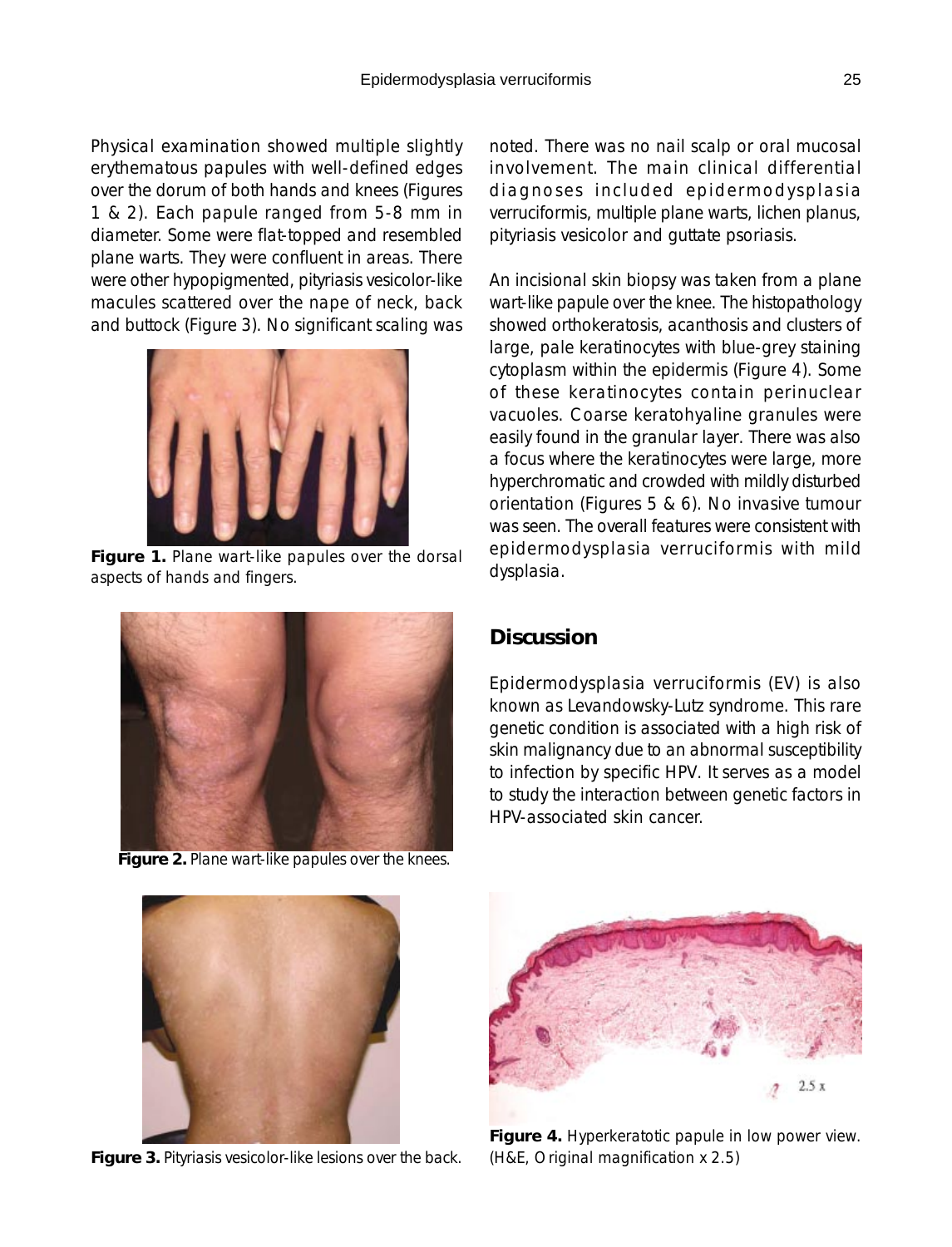Physical examination showed multiple slightly erythematous papules with well-defined edges over the dorum of both hands and knees (Figures 1 & 2). Each papule ranged from 5-8 mm in diameter. Some were flat-topped and resembled plane warts. They were confluent in areas. There were other hypopigmented, pityriasis vesicolor-like macules scattered over the nape of neck, back and buttock (Figure 3). No significant scaling was noted. There was no nail scalp or oral mucosal involvement. The main clinical differential diagnoses included epidermodysplasia verruciformis, multiple plane warts, lichen planus, pityriasis vesicolor and guttate psoriasis.

**Figure 1.** Plane wart-like papules over the dorsal aspects of hands and fingers.

**Figure 2.** Plane wart-like papules over the knees.

An incisional skin biopsy was taken from a plane wart-like papule over the knee. The histopathology showed orthokeratosis, acanthosis and clusters of large, pale keratinocytes with blue-grey staining cytoplasm within the epidermis (Figure 4). Some of these keratinocytes contain perinuclear vacuoles. Coarse keratohyaline granules were easily found in the granular layer. There was also a focus where the keratinocytes were large, more hyperchromatic and crowded with mildly disturbed orientation (Figures 5 & 6). No invasive tumour was seen. The overall features were consistent with epidermodysplasia verruciformis with mild dysplasia.

## Discussion

Epidermodysplasia verruciformis (EV) is also known as Levandowsky-Lutz syndrome. This rare genetic condition is associated with a high risk of skin malignancy due to an abnormal susceptibility to infection by specific HPV. It serves as a model to study the interaction between genetic factors in HPV-associated skin cancer.

**Figure 3.** Pityriasis vesicolor-like lesions over the back.

**Figure 4.** Hyperkeratotic papule in low power view. (H&E, Original magnification x 2.5)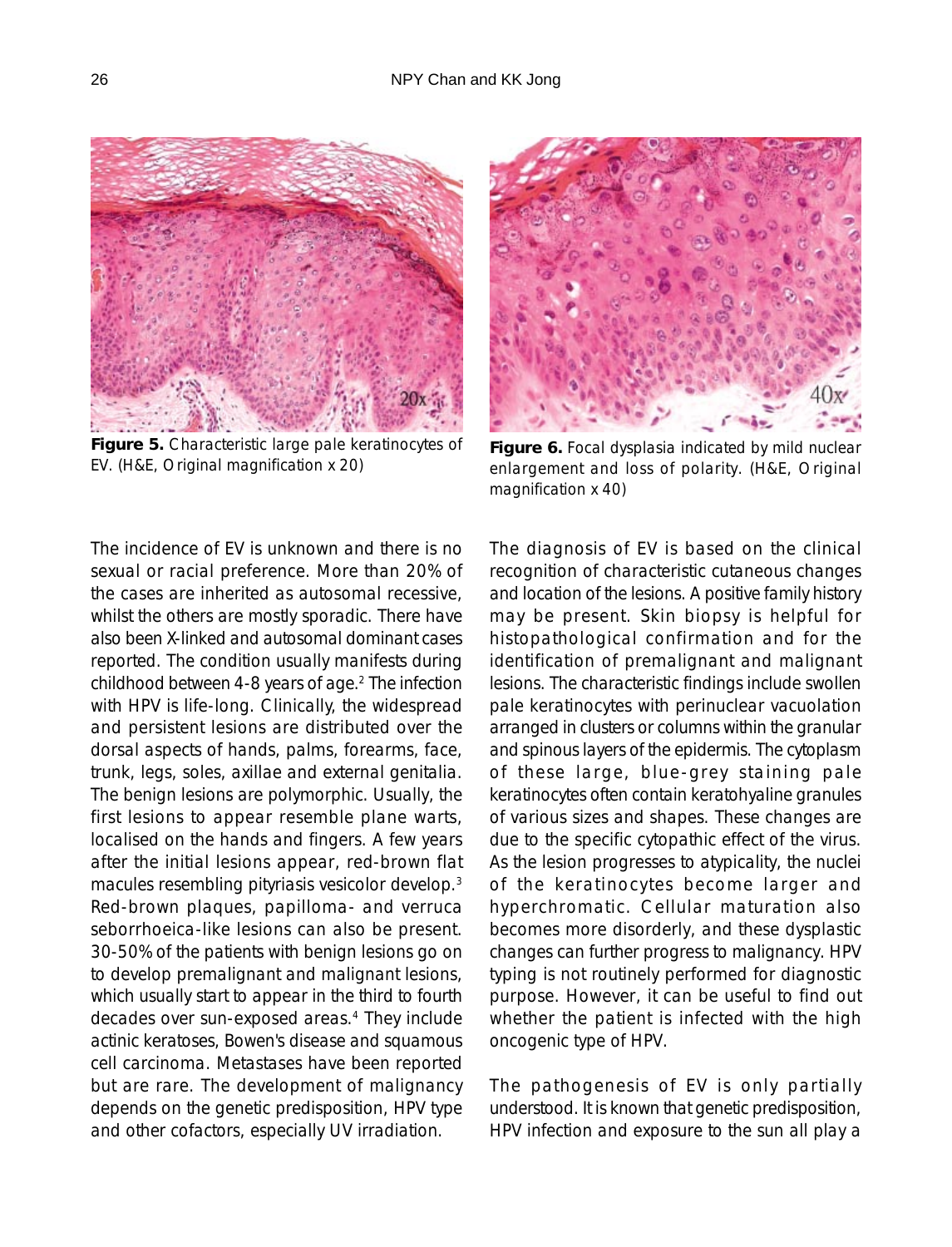Figure 5. Characteristic large pale keratinocytes of EV. (H&E, Original magnification x 20)

Figure 6. Focal dysplasia indicated by mild nuclear enlargement and loss of polarity. (H&E, Original magnification x 40)

The incidence of EV is unknown and there is no sexual or racial preference. More than 20% of the cases are inherited as autosomal recessive, whilst the others are mostly sporadic. There have also been X-linked and autosomal dominant cases reported. The condition usually manifests during childhood between 4-8 years of age.[2] The infection with HPV is life-long. Clinically, the widespread and persistent lesions are distributed over the dorsal aspects of hands, palms, forearms, face, trunk, legs, soles, axillae and external genitalia. The benign lesions are polymorphic. Usually, the first lesions to appear resemble plane warts, localised on the hands and fingers. A few years after the initial lesions appear, red-brown flat macules resembling pityriasis vesicolor develop.[3] Red-brown plaques, papilloma- and verruca seborrhoeica-like lesions can also be present. 30-50% of the patients with benign lesions go on to develop premalignant and malignant lesions, which usually start to appear in the third to fourth decades over sun-exposed areas.[4] They include actinic keratoses, Bowen's disease and squamous cell carcinoma. Metastases have been reported but are rare. The development of malignancy depends on the genetic predisposition, HPV type and other cofactors, especially UV irradiation.

The diagnosis of EV is based on the clinical recognition of characteristic cutaneous changes and location of the lesions. A positive family history may be present. Skin biopsy is helpful for histopathological confirmation and for the identification of premalignant and malignant lesions. The characteristic findings include swollen pale keratinocytes with perinuclear vacuolation arranged in clusters or columns within the granular and spinous layers of the epidermis. The cytoplasm of these large, blue-grey staining pale keratinocytes often contain keratohyaline granules of various sizes and shapes. These changes are due to the specific cytopathic effect of the virus. As the lesion progresses to atypicality, the nuclei of the keratinocytes become larger and hyperchromatic. Cellular maturation also becomes more disorderly, and these dysplastic changes can further progress to malignancy. HPV typing is not routinely performed for diagnostic purpose. However, it can be useful to find out whether the patient is infected with the high oncogenic type of HPV.

The pathogenesis of EV is only partially understood. It is known that genetic predisposition, HPV infection and exposure to the sun all play a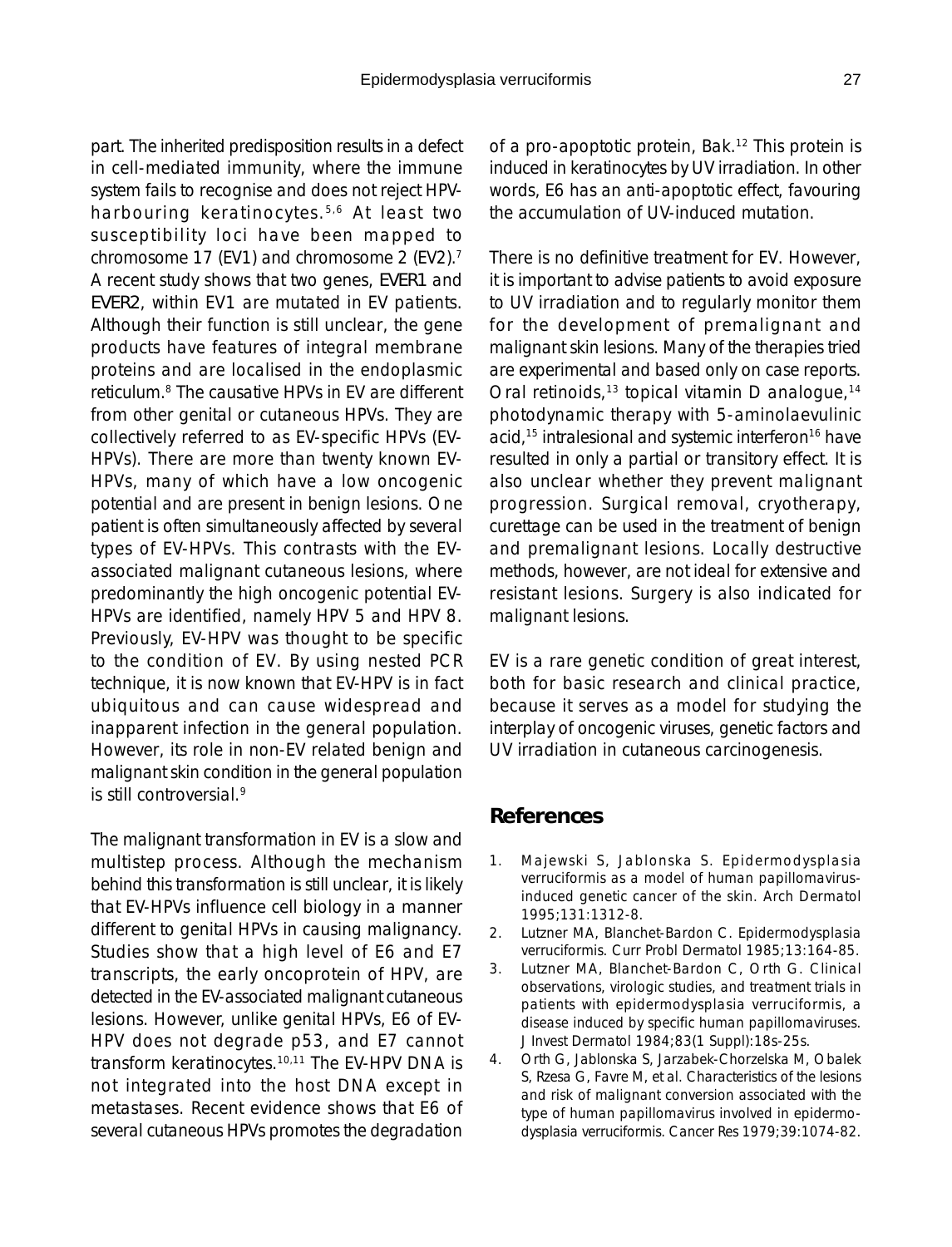part. The inherited predisposition results in a defect in cell-mediated immunity, where the immune system fails to recognise and does not reject HPV-harbouring keratinocytes.[5,6] At least two susceptibility loci have been mapped to chromosome 17 (EV1) and chromosome 2 (EV2).[7] A recent study shows that two genes, *EVER1* and *EVER2*, within EV1 are mutated in EV patients. Although their function is still unclear, the gene products have features of integral membrane proteins and are localised in the endoplasmic reticulum.[8] The causative HPVs in EV are different from other genital or cutaneous HPVs. They are collectively referred to as EV-specific HPVs (EV-HPVs). There are more than twenty known EV-HPVs, many of which have a low oncogenic potential and are present in benign lesions. One patient is often simultaneously affected by several types of EV-HPVs. This contrasts with the EV-associated malignant cutaneous lesions, where predominantly the high oncogenic potential EV-HPVs are identified, namely HPV 5 and HPV 8. Previously, EV-HPV was thought to be specific to the condition of EV. By using nested PCR technique, it is now known that EV-HPV is in fact ubiquitous and can cause widespread and inapparent infection in the general population. However, its role in non-EV related benign and malignant skin condition in the general population is still controversial.[9]

The malignant transformation in EV is a slow and multistep process. Although the mechanism behind this transformation is still unclear, it is likely that EV-HPVs influence cell biology in a manner different to genital HPVs in causing malignancy. Studies show that a high level of E6 and E7 transcripts, the early oncoprotein of HPV, are detected in the EV-associated malignant cutaneous lesions. However, unlike genital HPVs, E6 of EV-HPV does not degrade p53, and E7 cannot transform keratinocytes.[10,11] The EV-HPV DNA is not integrated into the host DNA except in metastases. Recent evidence shows that E6 of several cutaneous HPVs promotes the degradation of a pro-apoptotic protein, Bak.[12] This protein is induced in keratinocytes by UV irradiation. In other words, E6 has an anti-apoptotic effect, favouring the accumulation of UV-induced mutation.

There is no definitive treatment for EV. However, it is important to advise patients to avoid exposure to UV irradiation and to regularly monitor them for the development of premalignant and malignant skin lesions. Many of the therapies tried are experimental and based only on case reports. Oral retinoids,[13] topical vitamin D analogue,[14] photodynamic therapy with 5-aminolaevulinic acid,[15] intralesional and systemic interferon[16] have resulted in only a partial or transitory effect. It is also unclear whether they prevent malignant progression. Surgical removal, cryotherapy, curettage can be used in the treatment of benign and premalignant lesions. Locally destructive methods, however, are not ideal for extensive and resistant lesions. Surgery is also indicated for malignant lesions.

EV is a rare genetic condition of great interest, both for basic research and clinical practice, because it serves as a model for studying the interplay of oncogenic viruses, genetic factors and UV irradiation in cutaneous carcinogenesis.

## References

1. Majewski S, Jablonska S. Epidermodysplasia verruciformis as a model of human papillomavirus-induced genetic cancer of the skin. Arch Dermatol 1995;131:1312-8.
2. Lutzner MA, Blanchet-Bardon C. Epidermodysplasia verruciformis. Curr Probl Dermatol 1985;13:164-85.
3. Lutzner MA, Blanchet-Bardon C, Orth G. Clinical observations, virologic studies, and treatment trials in patients with epidermodysplasia verruciformis, a disease induced by specific human papillomaviruses. J Invest Dermatol 1984;83(1 Suppl):18s-25s.
4. Orth G, Jablonska S, Jarzabek-Chorzelska M, Obalek S, Rzesa G, Favre M, et al. Characteristics of the lesions and risk of malignant conversion associated with the type of human papillomavirus involved in epidermodysplasia verruciformis. Cancer Res 1979;39:1074-82.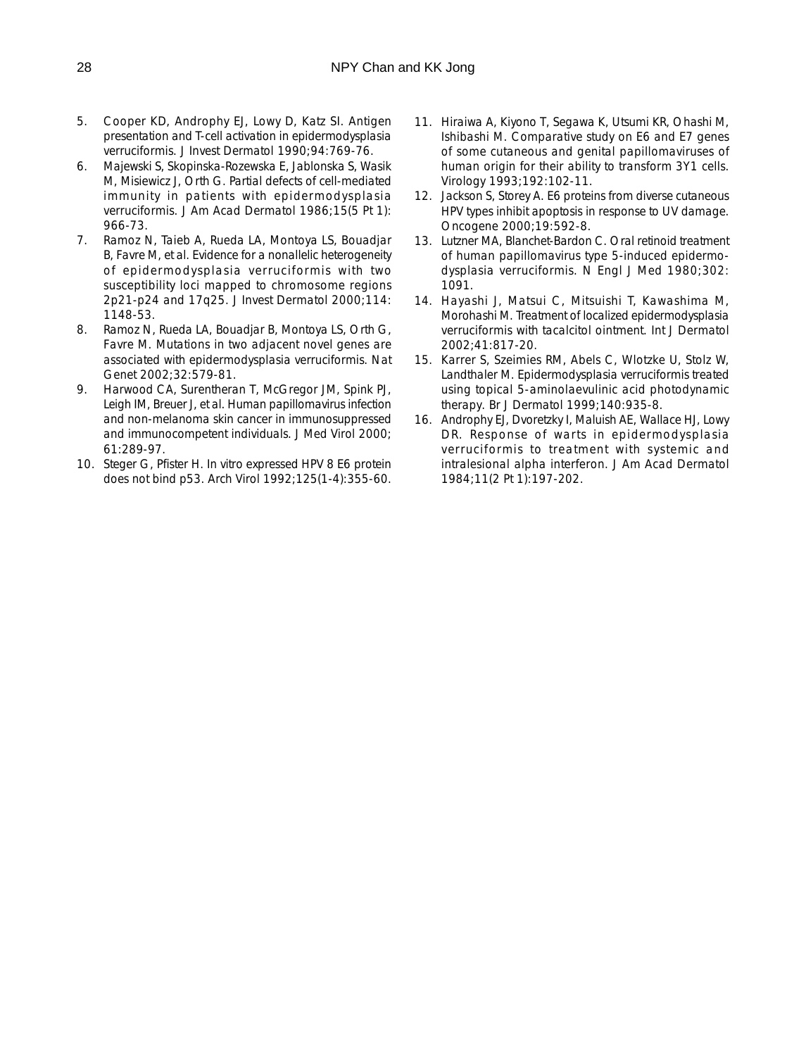5. Cooper KD, Androphy EJ, Lowy D, Katz SI. Antigen presentation and T-cell activation in epidermodysplasia verruciformis. J Invest Dermatol 1990;94:769-76.
6. Majewski S, Skopinska-Rozewska E, Jablonska S, Wasik M, Misiewicz J, Orth G. Partial defects of cell-mediated immunity in patients with epidermodysplasia verruciformis. J Am Acad Dermatol 1986;15(5 Pt 1): 966-73.
7. Ramoz N, Taieb A, Rueda LA, Montoya LS, Bouadjar B, Favre M, et al. Evidence for a nonallelic heterogeneity of epidermodysplasia verruciformis with two susceptibility loci mapped to chromosome regions 2p21-p24 and 17q25. J Invest Dermatol 2000;114: 1148-53.
8. Ramoz N, Rueda LA, Bouadjar B, Montoya LS, Orth G, Favre M. Mutations in two adjacent novel genes are associated with epidermodysplasia verruciformis. Nat Genet 2002;32:579-81.
9. Harwood CA, Surentheran T, McGregor JM, Spink PJ, Leigh IM, Breuer J, et al. Human papillomavirus infection and non-melanoma skin cancer in immunosuppressed and immunocompetent individuals. J Med Virol 2000; 61:289-97.
10. Steger G, Pfister H. In vitro expressed HPV 8 E6 protein does not bind p53. Arch Virol 1992;125(1-4):355-60.
11. Hiraiwa A, Kiyono T, Segawa K, Utsumi KR, Ohashi M, Ishibashi M. Comparative study on E6 and E7 genes of some cutaneous and genital papillomaviruses of human origin for their ability to transform 3Y1 cells. Virology 1993;192:102-11.
12. Jackson S, Storey A. E6 proteins from diverse cutaneous HPV types inhibit apoptosis in response to UV damage. Oncogene 2000;19:592-8.
13. Lutzner MA, Blanchet-Bardon C. Oral retinoid treatment of human papillomavirus type 5-induced epidermodysplasia verruciformis. N Engl J Med 1980;302: 1091.
14. Hayashi J, Matsui C, Mitsuishi T, Kawashima M, Morohashi M. Treatment of localized epidermodysplasia verruciformis with tacalcitol ointment. Int J Dermatol 2002;41:817-20.
15. Karrer S, Szeimies RM, Abels C, Wlotzke U, Stolz W, Landthaler M. Epidermodysplasia verruciformis treated using topical 5-aminolaevulinic acid photodynamic therapy. Br J Dermatol 1999;140:935-8.
16. Androphy EJ, Dvoretzky I, Maluish AE, Wallace HJ, Lowy DR. Response of warts in epidermodysplasia verruciformis to treatment with systemic and intralesional alpha interferon. J Am Acad Dermatol 1984;11(2 Pt 1):197-202.